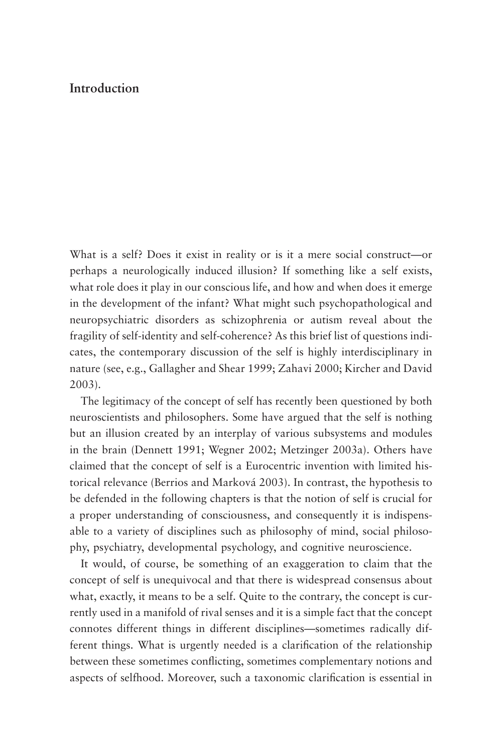# Introduction

What is a self? Does it exist in reality or is it a mere social construct—or perhaps a neurologically induced illusion? If something like a self exists, what role does it play in our conscious life, and how and when does it emerge in the development of the infant? What might such psychopathological and neuropsychiatric disorders as schizophrenia or autism reveal about the fragility of self-identity and self-coherence? As this brief list of questions indicates, the contemporary discussion of the self is highly interdisciplinary in nature (see, e.g., Gallagher and Shear 1999; Zahavi 2000; Kircher and David 2003).

The legitimacy of the concept of self has recently been questioned by both neuroscientists and philosophers. Some have argued that the self is nothing but an illusion created by an interplay of various subsystems and modules in the brain (Dennett 1991; Wegner 2002; Metzinger 2003a). Others have claimed that the concept of self is a Eurocentric invention with limited historical relevance (Berrios and Marková 2003). In contrast, the hypothesis to be defended in the following chapters is that the notion of self is crucial for a proper understanding of consciousness, and consequently it is indispensable to a variety of disciplines such as philosophy of mind, social philosophy, psychiatry, developmental psychology, and cognitive neuroscience.

It would, of course, be something of an exaggeration to claim that the concept of self is unequivocal and that there is widespread consensus about what, exactly, it means to be a self. Quite to the contrary, the concept is currently used in a manifold of rival senses and it is a simple fact that the concept connotes different things in different disciplines—sometimes radically different things. What is urgently needed is a clarification of the relationship between these sometimes conflicting, sometimes complementary notions and aspects of selfhood. Moreover, such a taxonomic clarification is essential in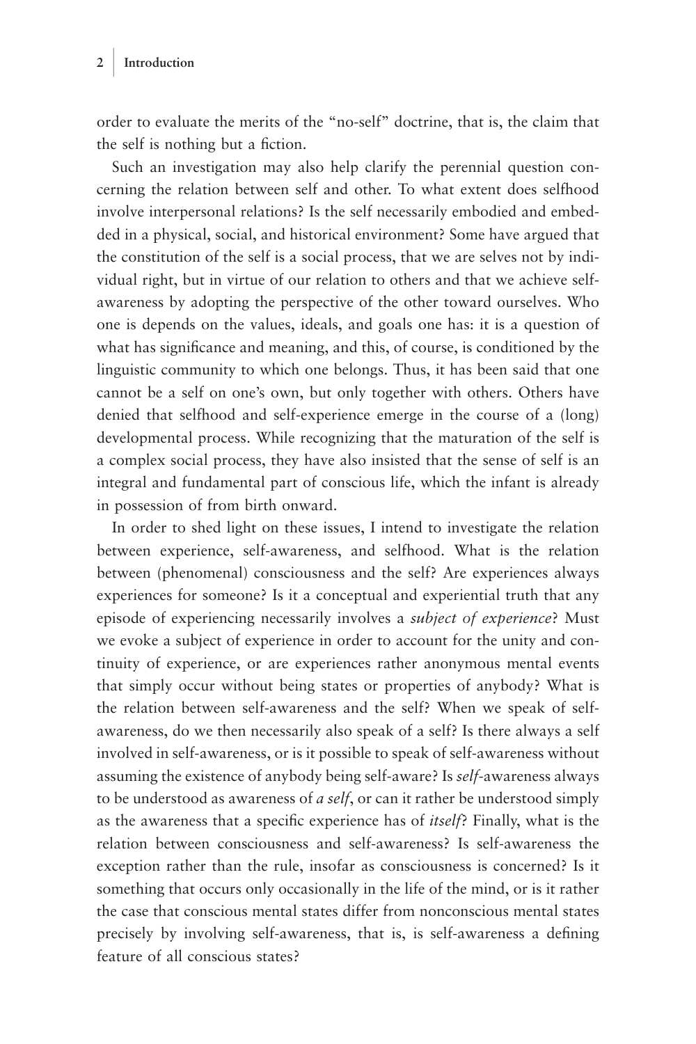order to evaluate the merits of the "no-self" doctrine, that is, the claim that the self is nothing but a fiction.

Such an investigation may also help clarify the perennial question concerning the relation between self and other. To what extent does selfhood involve interpersonal relations? Is the self necessarily embodied and embedded in a physical, social, and historical environment? Some have argued that the constitution of the self is a social process, that we are selves not by individual right, but in virtue of our relation to others and that we achieve self-awareness by adopting the perspective of the other toward ourselves. Who one is depends on the values, ideals, and goals one has: it is a question of what has significance and meaning, and this, of course, is conditioned by the linguistic community to which one belongs. Thus, it has been said that one cannot be a self on one's own, but only together with others. Others have denied that selfhood and self-experience emerge in the course of a (long) developmental process. While recognizing that the maturation of the self is a complex social process, they have also insisted that the sense of self is an integral and fundamental part of conscious life, which the infant is already in possession of from birth onward.

In order to shed light on these issues, I intend to investigate the relation between experience, self-awareness, and selfhood. What is the relation between (phenomenal) consciousness and the self? Are experiences always experiences for someone? Is it a conceptual and experiential truth that any episode of experiencing necessarily involves a *subject of experience*? Must we evoke a subject of experience in order to account for the unity and continuity of experience, or are experiences rather anonymous mental events that simply occur without being states or properties of anybody? What is the relation between self-awareness and the self? When we speak of self-awareness, do we then necessarily also speak of a self? Is there always a self involved in self-awareness, or is it possible to speak of self-awareness without assuming the existence of anybody being self-aware? Is *self*-awareness always to be understood as awareness of *a self*, or can it rather be understood simply as the awareness that a specific experience has of *itself*? Finally, what is the relation between consciousness and self-awareness? Is self-awareness the exception rather than the rule, insofar as consciousness is concerned? Is it something that occurs only occasionally in the life of the mind, or is it rather the case that conscious mental states differ from nonconscious mental states precisely by involving self-awareness, that is, is self-awareness a defining feature of all conscious states?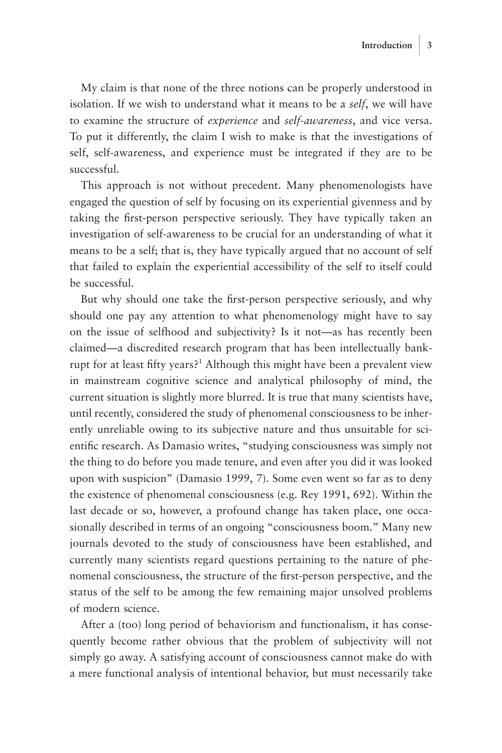My claim is that none of the three notions can be properly understood in isolation. If we wish to understand what it means to be a *self*, we will have to examine the structure of *experience* and *self-awareness*, and vice versa. To put it differently, the claim I wish to make is that the investigations of self, self-awareness, and experience must be integrated if they are to be successful.

This approach is not without precedent. Many phenomenologists have engaged the question of self by focusing on its experiential givenness and by taking the first-person perspective seriously. They have typically taken an investigation of self-awareness to be crucial for an understanding of what it means to be a self; that is, they have typically argued that no account of self that failed to explain the experiential accessibility of the self to itself could be successful.

But why should one take the first-person perspective seriously, and why should one pay any attention to what phenomenology might have to say on the issue of selfhood and subjectivity? Is it not—as has recently been claimed—a discredited research program that has been intellectually bankrupt for at least fifty years?[1] Although this might have been a prevalent view in mainstream cognitive science and analytical philosophy of mind, the current situation is slightly more blurred. It is true that many scientists have, until recently, considered the study of phenomenal consciousness to be inherently unreliable owing to its subjective nature and thus unsuitable for scientific research. As Damasio writes, "studying consciousness was simply not the thing to do before you made tenure, and even after you did it was looked upon with suspicion" (Damasio 1999, 7). Some even went so far as to deny the existence of phenomenal consciousness (e.g. Rey 1991, 692). Within the last decade or so, however, a profound change has taken place, one occasionally described in terms of an ongoing "consciousness boom." Many new journals devoted to the study of consciousness have been established, and currently many scientists regard questions pertaining to the nature of phenomenal consciousness, the structure of the first-person perspective, and the status of the self to be among the few remaining major unsolved problems of modern science.

After a (too) long period of behaviorism and functionalism, it has consequently become rather obvious that the problem of subjectivity will not simply go away. A satisfying account of consciousness cannot make do with a mere functional analysis of intentional behavior, but must necessarily take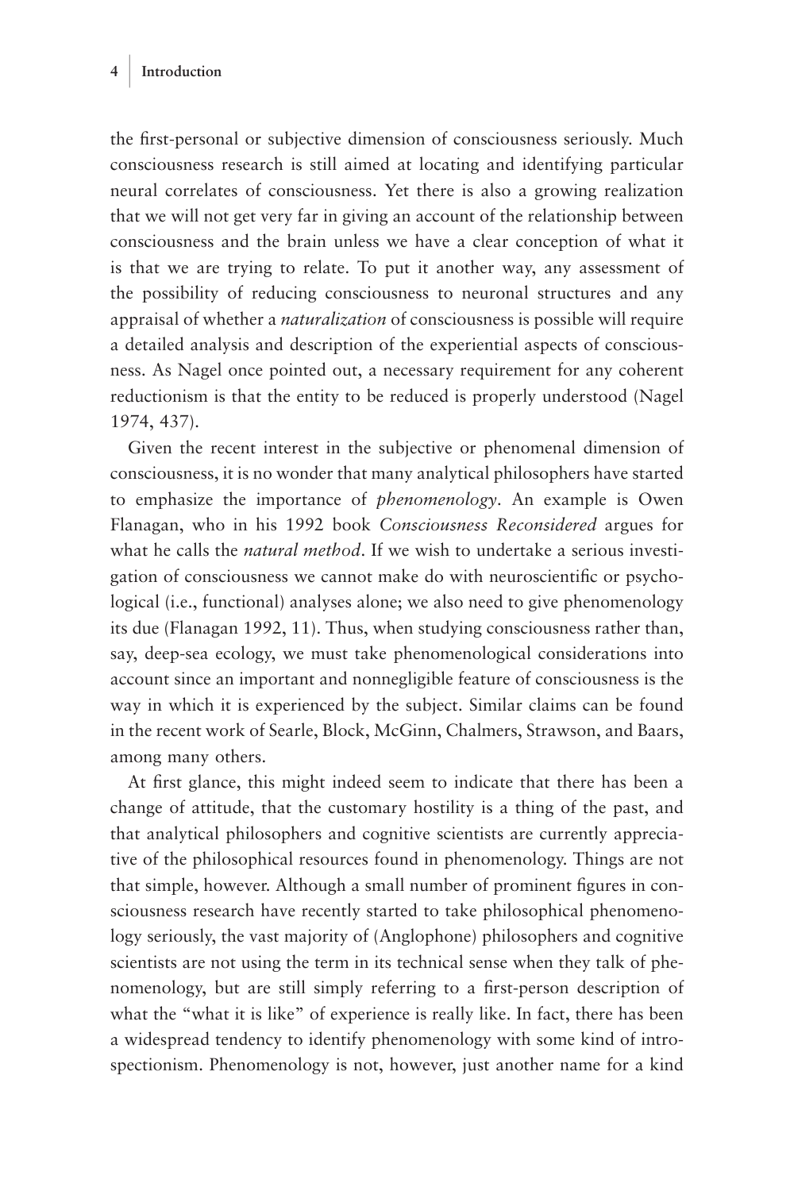the first-personal or subjective dimension of consciousness seriously. Much consciousness research is still aimed at locating and identifying particular neural correlates of consciousness. Yet there is also a growing realization that we will not get very far in giving an account of the relationship between consciousness and the brain unless we have a clear conception of what it is that we are trying to relate. To put it another way, any assessment of the possibility of reducing consciousness to neuronal structures and any appraisal of whether a *naturalization* of consciousness is possible will require a detailed analysis and description of the experiential aspects of consciousness. As Nagel once pointed out, a necessary requirement for any coherent reductionism is that the entity to be reduced is properly understood (Nagel 1974, 437).

Given the recent interest in the subjective or phenomenal dimension of consciousness, it is no wonder that many analytical philosophers have started to emphasize the importance of *phenomenology*. An example is Owen Flanagan, who in his 1992 book *Consciousness Reconsidered* argues for what he calls the *natural method*. If we wish to undertake a serious investigation of consciousness we cannot make do with neuroscientific or psychological (i.e., functional) analyses alone; we also need to give phenomenology its due (Flanagan 1992, 11). Thus, when studying consciousness rather than, say, deep-sea ecology, we must take phenomenological considerations into account since an important and nonnegligible feature of consciousness is the way in which it is experienced by the subject. Similar claims can be found in the recent work of Searle, Block, McGinn, Chalmers, Strawson, and Baars, among many others.

At first glance, this might indeed seem to indicate that there has been a change of attitude, that the customary hostility is a thing of the past, and that analytical philosophers and cognitive scientists are currently appreciative of the philosophical resources found in phenomenology. Things are not that simple, however. Although a small number of prominent figures in consciousness research have recently started to take philosophical phenomenology seriously, the vast majority of (Anglophone) philosophers and cognitive scientists are not using the term in its technical sense when they talk of phenomenology, but are still simply referring to a first-person description of what the "what it is like" of experience is really like. In fact, there has been a widespread tendency to identify phenomenology with some kind of introspectionism. Phenomenology is not, however, just another name for a kind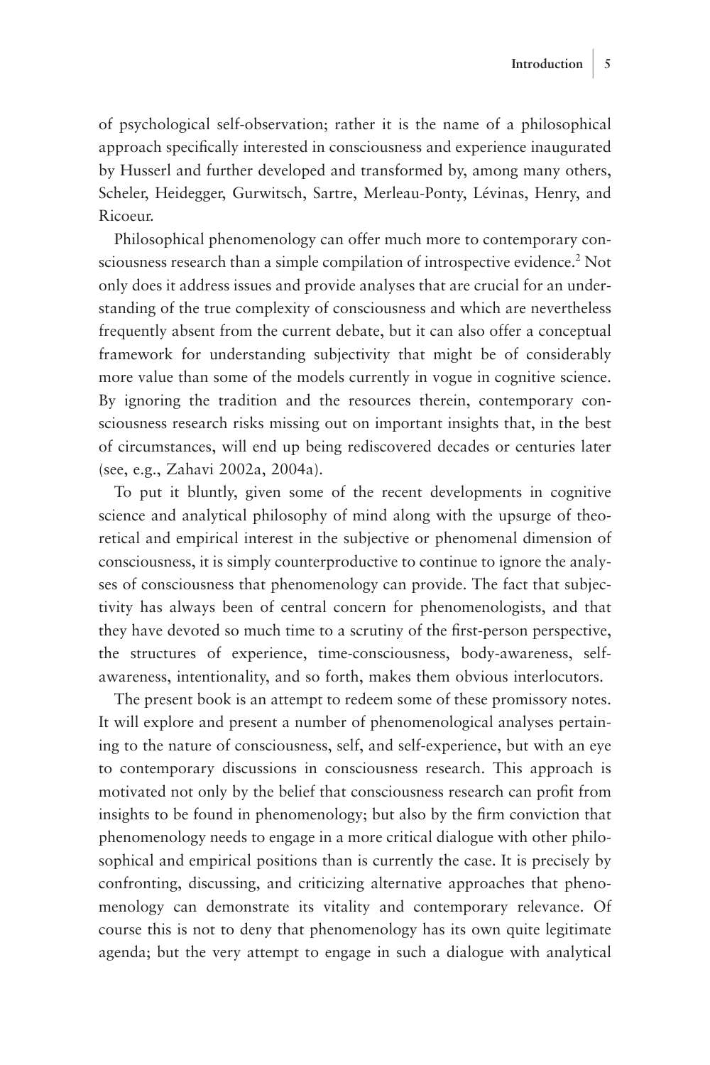of psychological self-observation; rather it is the name of a philosophical approach specifically interested in consciousness and experience inaugurated by Husserl and further developed and transformed by, among many others, Scheler, Heidegger, Gurwitsch, Sartre, Merleau-Ponty, Lévinas, Henry, and Ricoeur.

Philosophical phenomenology can offer much more to contemporary consciousness research than a simple compilation of introspective evidence.[2] Not only does it address issues and provide analyses that are crucial for an understanding of the true complexity of consciousness and which are nevertheless frequently absent from the current debate, but it can also offer a conceptual framework for understanding subjectivity that might be of considerably more value than some of the models currently in vogue in cognitive science. By ignoring the tradition and the resources therein, contemporary consciousness research risks missing out on important insights that, in the best of circumstances, will end up being rediscovered decades or centuries later (see, e.g., Zahavi 2002a, 2004a).

To put it bluntly, given some of the recent developments in cognitive science and analytical philosophy of mind along with the upsurge of theoretical and empirical interest in the subjective or phenomenal dimension of consciousness, it is simply counterproductive to continue to ignore the analyses of consciousness that phenomenology can provide. The fact that subjectivity has always been of central concern for phenomenologists, and that they have devoted so much time to a scrutiny of the first-person perspective, the structures of experience, time-consciousness, body-awareness, self-awareness, intentionality, and so forth, makes them obvious interlocutors.

The present book is an attempt to redeem some of these promissory notes. It will explore and present a number of phenomenological analyses pertaining to the nature of consciousness, self, and self-experience, but with an eye to contemporary discussions in consciousness research. This approach is motivated not only by the belief that consciousness research can profit from insights to be found in phenomenology; but also by the firm conviction that phenomenology needs to engage in a more critical dialogue with other philosophical and empirical positions than is currently the case. It is precisely by confronting, discussing, and criticizing alternative approaches that phenomenology can demonstrate its vitality and contemporary relevance. Of course this is not to deny that phenomenology has its own quite legitimate agenda; but the very attempt to engage in such a dialogue with analytical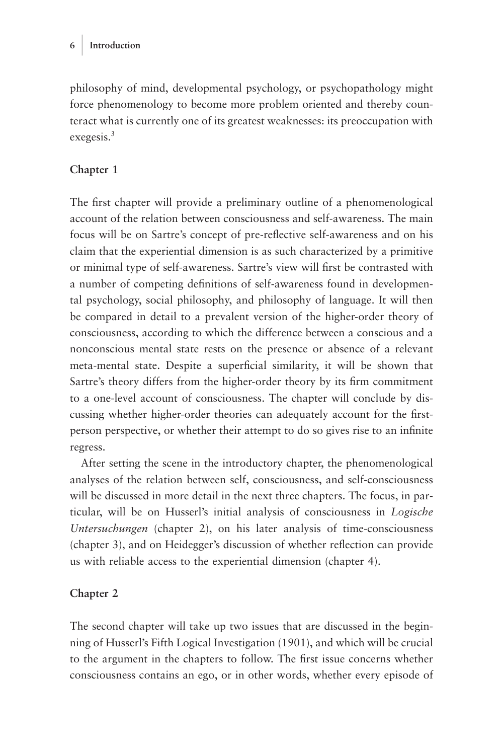philosophy of mind, developmental psychology, or psychopathology might force phenomenology to become more problem oriented and thereby counteract what is currently one of its greatest weaknesses: its preoccupation with exegesis.[3]

### Chapter 1

The first chapter will provide a preliminary outline of a phenomenological account of the relation between consciousness and self-awareness. The main focus will be on Sartre's concept of pre-reflective self-awareness and on his claim that the experiential dimension is as such characterized by a primitive or minimal type of self-awareness. Sartre's view will first be contrasted with a number of competing definitions of self-awareness found in developmental psychology, social philosophy, and philosophy of language. It will then be compared in detail to a prevalent version of the higher-order theory of consciousness, according to which the difference between a conscious and a nonconscious mental state rests on the presence or absence of a relevant meta-mental state. Despite a superficial similarity, it will be shown that Sartre's theory differs from the higher-order theory by its firm commitment to a one-level account of consciousness. The chapter will conclude by discussing whether higher-order theories can adequately account for the first-person perspective, or whether their attempt to do so gives rise to an infinite regress.

After setting the scene in the introductory chapter, the phenomenological analyses of the relation between self, consciousness, and self-consciousness will be discussed in more detail in the next three chapters. The focus, in particular, will be on Husserl's initial analysis of consciousness in *Logische Untersuchungen* (chapter 2), on his later analysis of time-consciousness (chapter 3), and on Heidegger's discussion of whether reflection can provide us with reliable access to the experiential dimension (chapter 4).

### Chapter 2

The second chapter will take up two issues that are discussed in the beginning of Husserl's Fifth Logical Investigation (1901), and which will be crucial to the argument in the chapters to follow. The first issue concerns whether consciousness contains an ego, or in other words, whether every episode of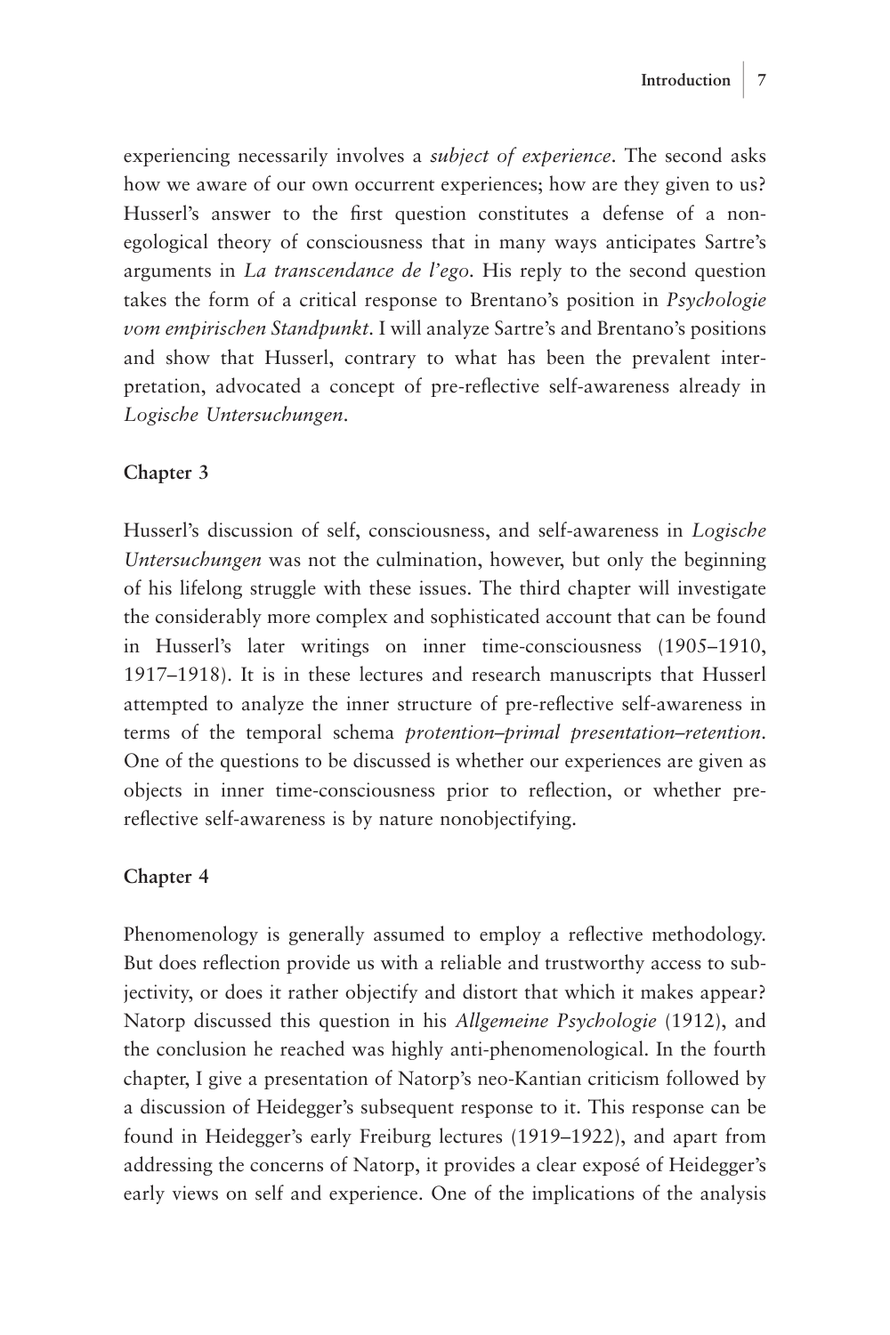experiencing necessarily involves a *subject of experience*. The second asks how we aware of our own occurrent experiences; how are they given to us? Husserl's answer to the first question constitutes a defense of a non-egological theory of consciousness that in many ways anticipates Sartre's arguments in *La transcendance de l'ego*. His reply to the second question takes the form of a critical response to Brentano's position in *Psychologie vom empirischen Standpunkt*. I will analyze Sartre's and Brentano's positions and show that Husserl, contrary to what has been the prevalent interpretation, advocated a concept of pre-reflective self-awareness already in *Logische Untersuchungen*.

### Chapter 3

Husserl's discussion of self, consciousness, and self-awareness in *Logische Untersuchungen* was not the culmination, however, but only the beginning of his lifelong struggle with these issues. The third chapter will investigate the considerably more complex and sophisticated account that can be found in Husserl's later writings on inner time-consciousness (1905–1910, 1917–1918). It is in these lectures and research manuscripts that Husserl attempted to analyze the inner structure of pre-reflective self-awareness in terms of the temporal schema *protention–primal presentation–retention*. One of the questions to be discussed is whether our experiences are given as objects in inner time-consciousness prior to reflection, or whether pre-reflective self-awareness is by nature nonobjectifying.

### Chapter 4

Phenomenology is generally assumed to employ a reflective methodology. But does reflection provide us with a reliable and trustworthy access to subjectivity, or does it rather objectify and distort that which it makes appear? Natorp discussed this question in his *Allgemeine Psychologie* (1912), and the conclusion he reached was highly anti-phenomenological. In the fourth chapter, I give a presentation of Natorp's neo-Kantian criticism followed by a discussion of Heidegger's subsequent response to it. This response can be found in Heidegger's early Freiburg lectures (1919–1922), and apart from addressing the concerns of Natorp, it provides a clear exposé of Heidegger's early views on self and experience. One of the implications of the analysis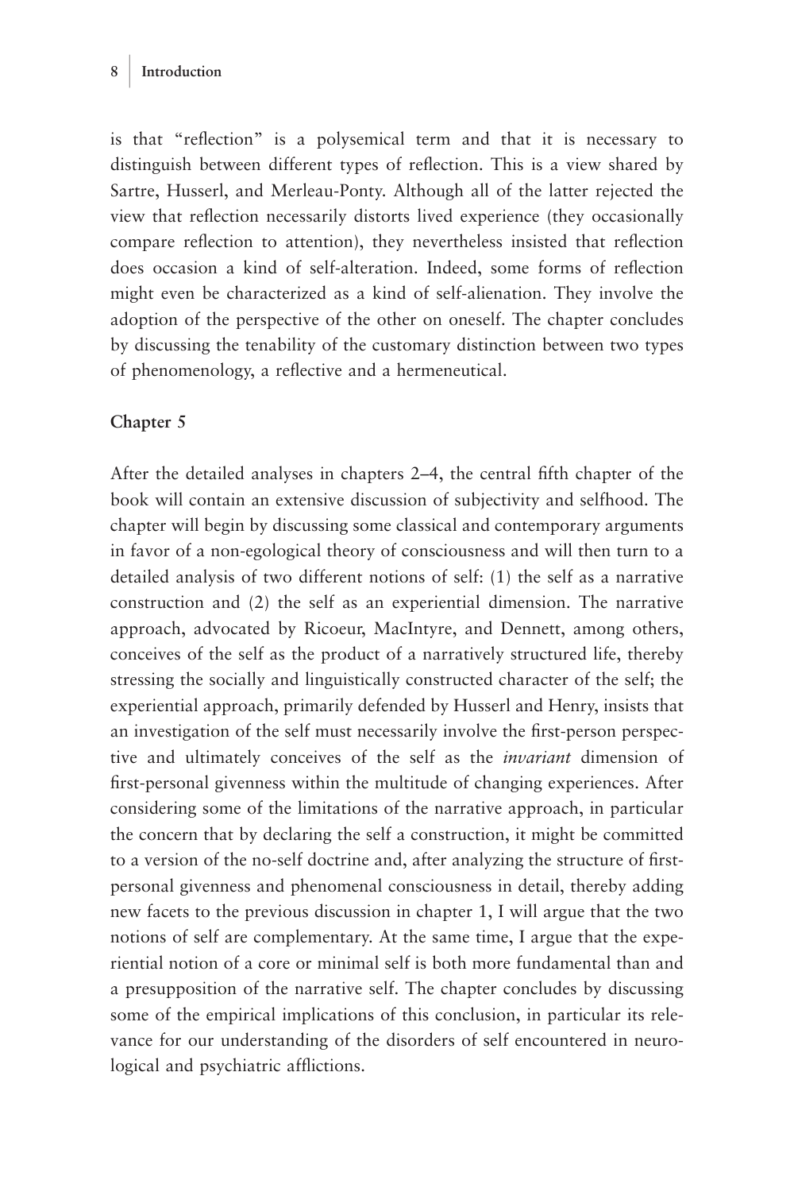is that "reflection" is a polysemical term and that it is necessary to distinguish between different types of reflection. This is a view shared by Sartre, Husserl, and Merleau-Ponty. Although all of the latter rejected the view that reflection necessarily distorts lived experience (they occasionally compare reflection to attention), they nevertheless insisted that reflection does occasion a kind of self-alteration. Indeed, some forms of reflection might even be characterized as a kind of self-alienation. They involve the adoption of the perspective of the other on oneself. The chapter concludes by discussing the tenability of the customary distinction between two types of phenomenology, a reflective and a hermeneutical.

### Chapter 5

After the detailed analyses in chapters 2–4, the central fifth chapter of the book will contain an extensive discussion of subjectivity and selfhood. The chapter will begin by discussing some classical and contemporary arguments in favor of a non-egological theory of consciousness and will then turn to a detailed analysis of two different notions of self: (1) the self as a narrative construction and (2) the self as an experiential dimension. The narrative approach, advocated by Ricoeur, MacIntyre, and Dennett, among others, conceives of the self as the product of a narratively structured life, thereby stressing the socially and linguistically constructed character of the self; the experiential approach, primarily defended by Husserl and Henry, insists that an investigation of the self must necessarily involve the first-person perspective and ultimately conceives of the self as the *invariant* dimension of first-personal givenness within the multitude of changing experiences. After considering some of the limitations of the narrative approach, in particular the concern that by declaring the self a construction, it might be committed to a version of the no-self doctrine and, after analyzing the structure of first-personal givenness and phenomenal consciousness in detail, thereby adding new facets to the previous discussion in chapter 1, I will argue that the two notions of self are complementary. At the same time, I argue that the experiential notion of a core or minimal self is both more fundamental than and a presupposition of the narrative self. The chapter concludes by discussing some of the empirical implications of this conclusion, in particular its relevance for our understanding of the disorders of self encountered in neurological and psychiatric afflictions.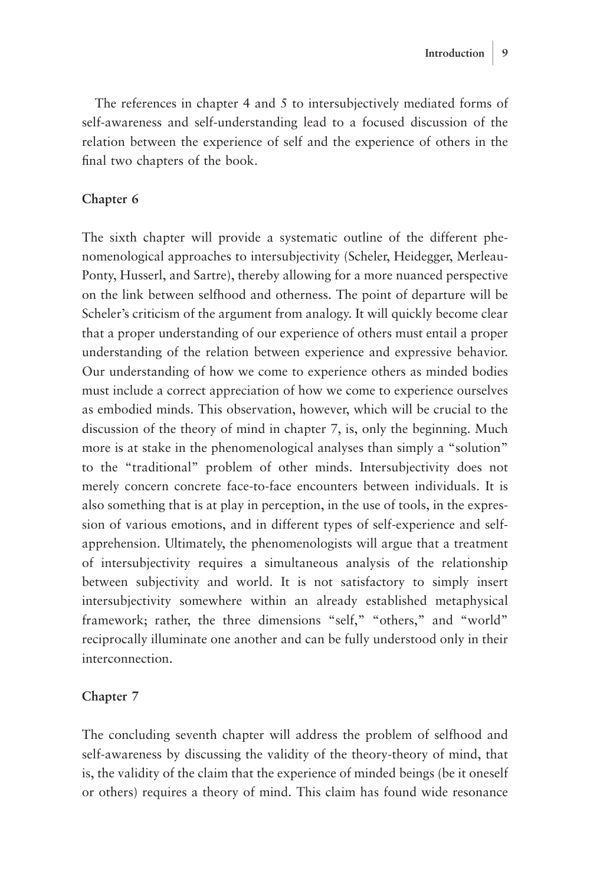The references in chapter 4 and 5 to intersubjectively mediated forms of self-awareness and self-understanding lead to a focused discussion of the relation between the experience of self and the experience of others in the final two chapters of the book.

### Chapter 6

The sixth chapter will provide a systematic outline of the different phenomenological approaches to intersubjectivity (Scheler, Heidegger, Merleau-Ponty, Husserl, and Sartre), thereby allowing for a more nuanced perspective on the link between selfhood and otherness. The point of departure will be Scheler's criticism of the argument from analogy. It will quickly become clear that a proper understanding of our experience of others must entail a proper understanding of the relation between experience and expressive behavior. Our understanding of how we come to experience others as minded bodies must include a correct appreciation of how we come to experience ourselves as embodied minds. This observation, however, which will be crucial to the discussion of the theory of mind in chapter 7, is, only the beginning. Much more is at stake in the phenomenological analyses than simply a "solution" to the "traditional" problem of other minds. Intersubjectivity does not merely concern concrete face-to-face encounters between individuals. It is also something that is at play in perception, in the use of tools, in the expression of various emotions, and in different types of self-experience and self-apprehension. Ultimately, the phenomenologists will argue that a treatment of intersubjectivity requires a simultaneous analysis of the relationship between subjectivity and world. It is not satisfactory to simply insert intersubjectivity somewhere within an already established metaphysical framework; rather, the three dimensions "self," "others," and "world" reciprocally illuminate one another and can be fully understood only in their interconnection.

### Chapter 7

The concluding seventh chapter will address the problem of selfhood and self-awareness by discussing the validity of the theory-theory of mind, that is, the validity of the claim that the experience of minded beings (be it oneself or others) requires a theory of mind. This claim has found wide resonance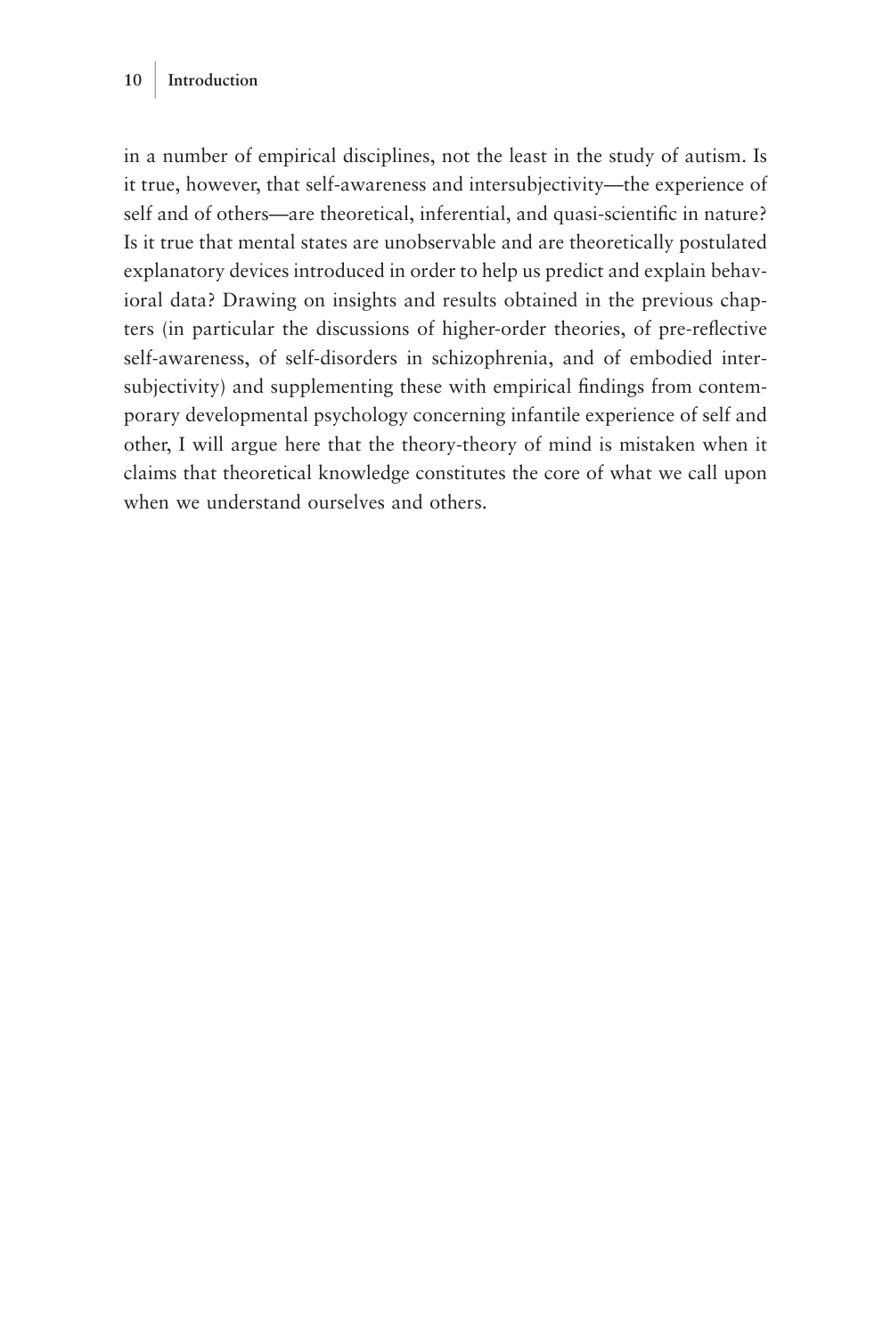in a number of empirical disciplines, not the least in the study of autism. Is it true, however, that self-awareness and intersubjectivity—the experience of self and of others—are theoretical, inferential, and quasi-scientific in nature? Is it true that mental states are unobservable and are theoretically postulated explanatory devices introduced in order to help us predict and explain behavioral data? Drawing on insights and results obtained in the previous chapters (in particular the discussions of higher-order theories, of pre-reflective self-awareness, of self-disorders in schizophrenia, and of embodied intersubjectivity) and supplementing these with empirical findings from contemporary developmental psychology concerning infantile experience of self and other, I will argue here that the theory-theory of mind is mistaken when it claims that theoretical knowledge constitutes the core of what we call upon when we understand ourselves and others.